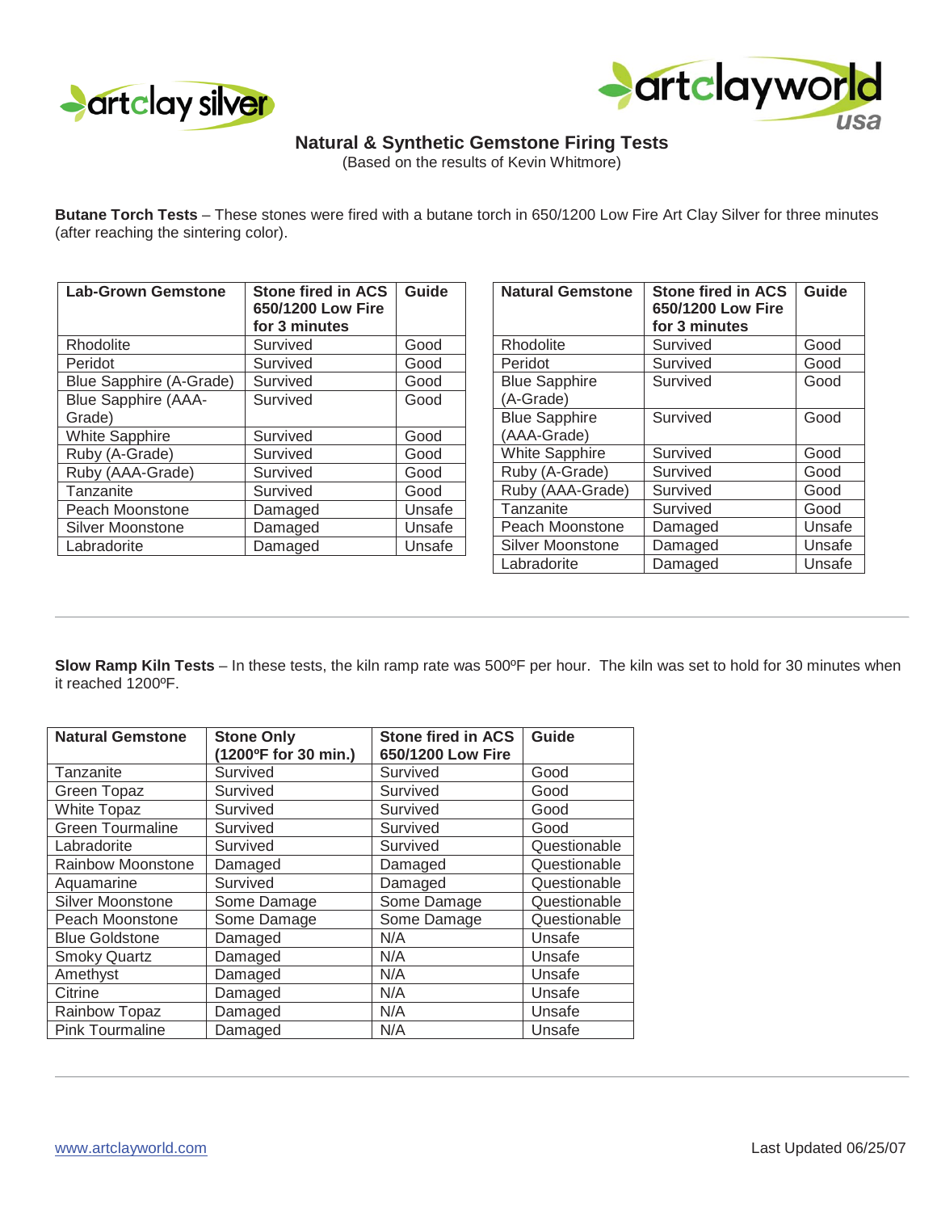# Natural & Synthetic Gemstone Firing Tests

(Based on the results of Kevin Whitmore)

**Butane Torch Tests** – These stones were fired with a butane torch in 650/1200 Low Fire Art Clay Silver for three minutes (after reaching the sintering color).

| Lab-Grown Gemstone | Stone fired in ACS 650/1200 Low Fire for 3 minutes | Guide |
|---|---|---|
| Rhodolite | Survived | Good |
| Peridot | Survived | Good |
| Blue Sapphire (A-Grade) | Survived | Good |
| Blue Sapphire (AAA-Grade) | Survived | Good |
| White Sapphire | Survived | Good |
| Ruby (A-Grade) | Survived | Good |
| Ruby (AAA-Grade) | Survived | Good |
| Tanzanite | Survived | Good |
| Peach Moonstone | Damaged | Unsafe |
| Silver Moonstone | Damaged | Unsafe |
| Labradorite | Damaged | Unsafe |

| Natural Gemstone | Stone fired in ACS 650/1200 Low Fire for 3 minutes | Guide |
|---|---|---|
| Rhodolite | Survived | Good |
| Peridot | Survived | Good |
| Blue Sapphire (A-Grade) | Survived | Good |
| Blue Sapphire (AAA-Grade) | Survived | Good |
| White Sapphire | Survived | Good |
| Ruby (A-Grade) | Survived | Good |
| Ruby (AAA-Grade) | Survived | Good |
| Tanzanite | Survived | Good |
| Peach Moonstone | Damaged | Unsafe |
| Silver Moonstone | Damaged | Unsafe |
| Labradorite | Damaged | Unsafe |

---

**Slow Ramp Kiln Tests** – In these tests, the kiln ramp rate was 500ºF per hour. The kiln was set to hold for 30 minutes when it reached 1200ºF.

| Natural Gemstone | Stone Only (1200ºF for 30 min.) | Stone fired in ACS 650/1200 Low Fire | Guide |
|---|---|---|---|
| Tanzanite | Survived | Survived | Good |
| Green Topaz | Survived | Survived | Good |
| White Topaz | Survived | Survived | Good |
| Green Tourmaline | Survived | Survived | Good |
| Labradorite | Survived | Survived | Questionable |
| Rainbow Moonstone | Damaged | Damaged | Questionable |
| Aquamarine | Survived | Damaged | Questionable |
| Silver Moonstone | Some Damage | Some Damage | Questionable |
| Peach Moonstone | Some Damage | Some Damage | Questionable |
| Blue Goldstone | Damaged | N/A | Unsafe |
| Smoky Quartz | Damaged | N/A | Unsafe |
| Amethyst | Damaged | N/A | Unsafe |
| Citrine | Damaged | N/A | Unsafe |
| Rainbow Topaz | Damaged | N/A | Unsafe |
| Pink Tourmaline | Damaged | N/A | Unsafe |

---

www.artclayworld.com

Last Updated 06/25/07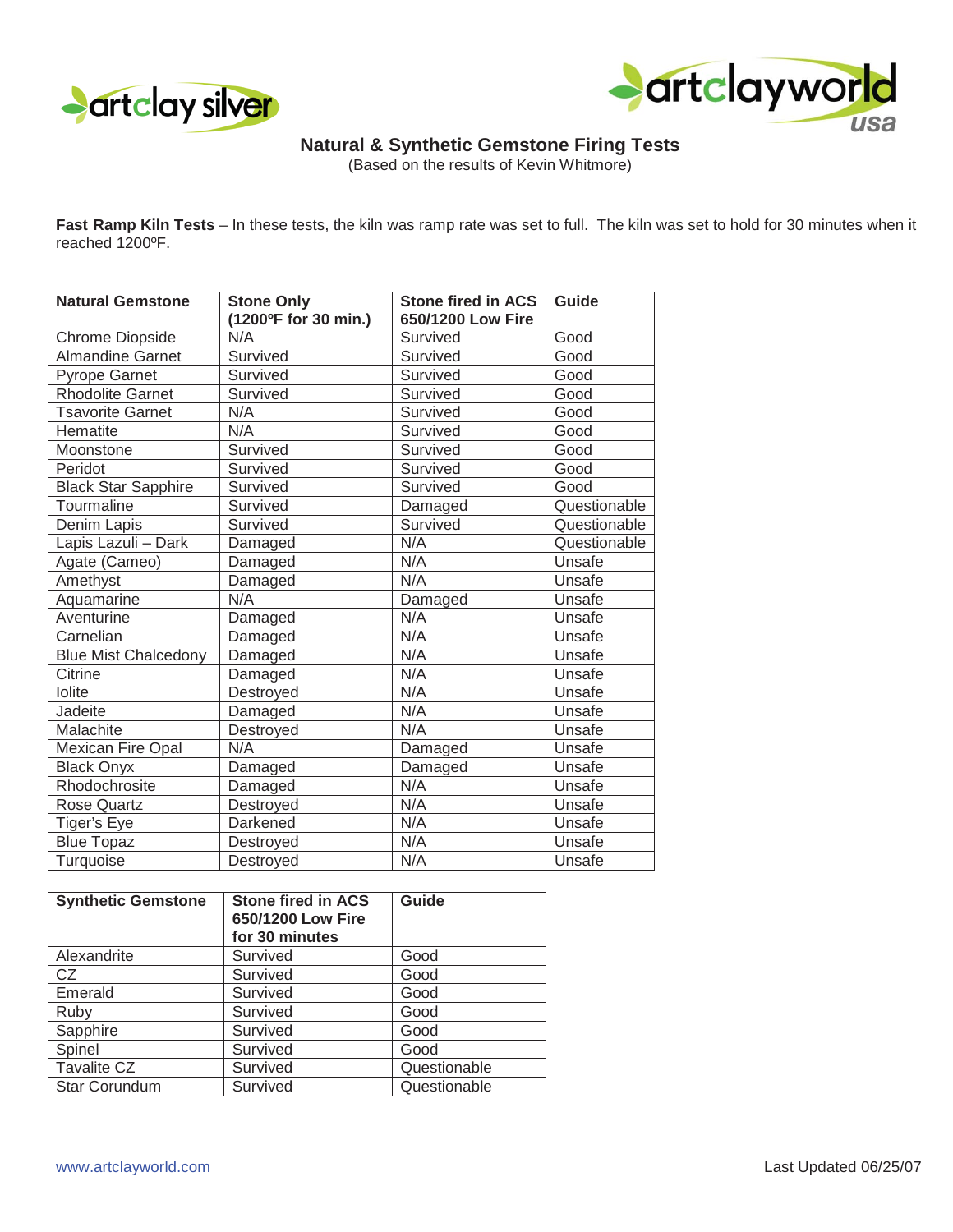## Natural & Synthetic Gemstone Firing Tests

(Based on the results of Kevin Whitmore)

**Fast Ramp Kiln Tests** – In these tests, the kiln was ramp rate was set to full. The kiln was set to hold for 30 minutes when it reached 1200ºF.

| Natural Gemstone | Stone Only (1200ºF for 30 min.) | Stone fired in ACS 650/1200 Low Fire | Guide |
|---|---|---|---|
| Chrome Diopside | N/A | Survived | Good |
| Almandine Garnet | Survived | Survived | Good |
| Pyrope Garnet | Survived | Survived | Good |
| Rhodolite Garnet | Survived | Survived | Good |
| Tsavorite Garnet | N/A | Survived | Good |
| Hematite | N/A | Survived | Good |
| Moonstone | Survived | Survived | Good |
| Peridot | Survived | Survived | Good |
| Black Star Sapphire | Survived | Survived | Good |
| Tourmaline | Survived | Damaged | Questionable |
| Denim Lapis | Survived | Survived | Questionable |
| Lapis Lazuli – Dark | Damaged | N/A | Questionable |
| Agate (Cameo) | Damaged | N/A | Unsafe |
| Amethyst | Damaged | N/A | Unsafe |
| Aquamarine | N/A | Damaged | Unsafe |
| Aventurine | Damaged | N/A | Unsafe |
| Carnelian | Damaged | N/A | Unsafe |
| Blue Mist Chalcedony | Damaged | N/A | Unsafe |
| Citrine | Damaged | N/A | Unsafe |
| Iolite | Destroyed | N/A | Unsafe |
| Jadeite | Damaged | N/A | Unsafe |
| Malachite | Destroyed | N/A | Unsafe |
| Mexican Fire Opal | N/A | Damaged | Unsafe |
| Black Onyx | Damaged | Damaged | Unsafe |
| Rhodochrosite | Damaged | N/A | Unsafe |
| Rose Quartz | Destroyed | N/A | Unsafe |
| Tiger's Eye | Darkened | N/A | Unsafe |
| Blue Topaz | Destroyed | N/A | Unsafe |
| Turquoise | Destroyed | N/A | Unsafe |

| Synthetic Gemstone | Stone fired in ACS 650/1200 Low Fire for 30 minutes | Guide |
|---|---|---|
| Alexandrite | Survived | Good |
| CZ | Survived | Good |
| Emerald | Survived | Good |
| Ruby | Survived | Good |
| Sapphire | Survived | Good |
| Spinel | Survived | Good |
| Tavalite CZ | Survived | Questionable |
| Star Corundum | Survived | Questionable |

www.artclayworld.com

Last Updated 06/25/07